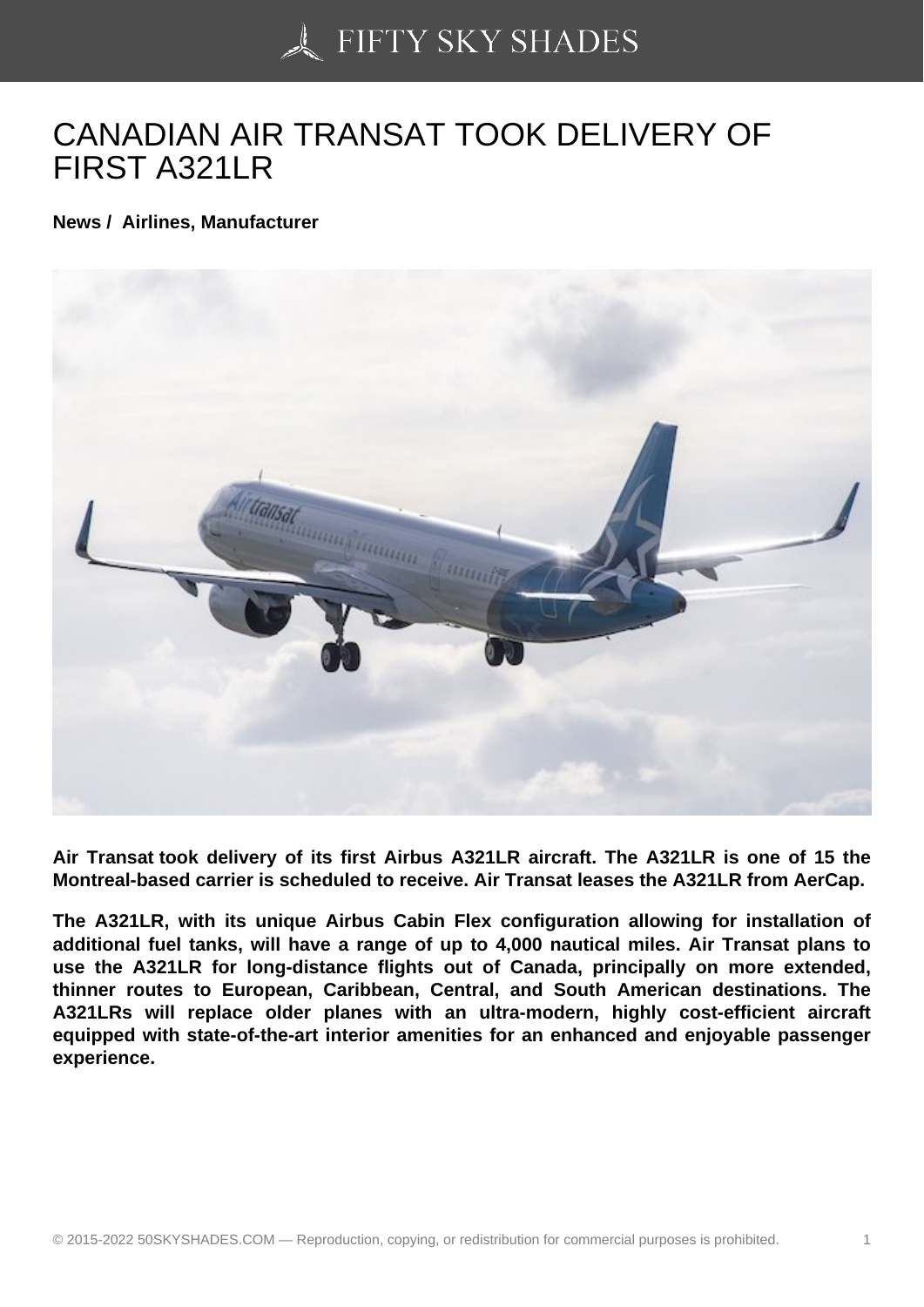# CANADIAN AIR TRANSAT TOOK DELIVERY OF FIRST A321LR

**News / Airlines, Manufacturer**

**Air Transat took delivery of its first Airbus A321LR aircraft. The A321LR is one of 15 the Montreal-based carrier is scheduled to receive. Air Transat leases the A321LR from AerCap.**

**The A321LR, with its unique Airbus Cabin Flex configuration allowing for installation of additional fuel tanks, will have a range of up to 4,000 nautical miles. Air Transat plans to use the A321LR for long-distance flights out of Canada, principally on more extended, thinner routes to European, Caribbean, Central, and South American destinations. The A321LRs will replace older planes with an ultra-modern, highly cost-efficient aircraft equipped with state-of-the-art interior amenities for an enhanced and enjoyable passenger experience.**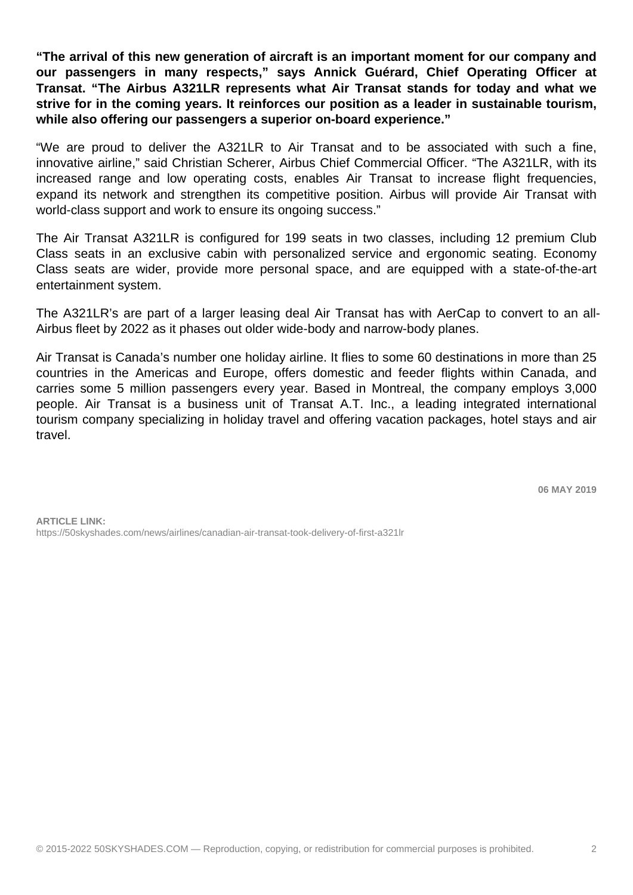**“The arrival of this new generation of aircraft is an important moment for our company and our passengers in many respects,” says Annick Guérard, Chief Operating Officer at Transat. “The Airbus A321LR represents what Air Transat stands for today and what we strive for in the coming years. It reinforces our position as a leader in sustainable tourism, while also offering our passengers a superior on-board experience.”**

“We are proud to deliver the A321LR to Air Transat and to be associated with such a fine, innovative airline,” said Christian Scherer, Airbus Chief Commercial Officer. “The A321LR, with its increased range and low operating costs, enables Air Transat to increase flight frequencies, expand its network and strengthen its competitive position. Airbus will provide Air Transat with world-class support and work to ensure its ongoing success.”

The Air Transat A321LR is configured for 199 seats in two classes, including 12 premium Club Class seats in an exclusive cabin with personalized service and ergonomic seating. Economy Class seats are wider, provide more personal space, and are equipped with a state-of-the-art entertainment system.

The A321LR’s are part of a larger leasing deal Air Transat has with AerCap to convert to an all-Airbus fleet by 2022 as it phases out older wide-body and narrow-body planes.

Air Transat is Canada’s number one holiday airline. It flies to some 60 destinations in more than 25 countries in the Americas and Europe, offers domestic and feeder flights within Canada, and carries some 5 million passengers every year. Based in Montreal, the company employs 3,000 people. Air Transat is a business unit of Transat A.T. Inc., a leading integrated international tourism company specializing in holiday travel and offering vacation packages, hotel stays and air travel.

**06 MAY 2019**

**ARTICLE LINK:**
https://50skyshades.com/news/airlines/canadian-air-transat-took-delivery-of-first-a321lr

© 2015-2022 50SKYSHADES.COM — Reproduction, copying, or redistribution for commercial purposes is prohibited.